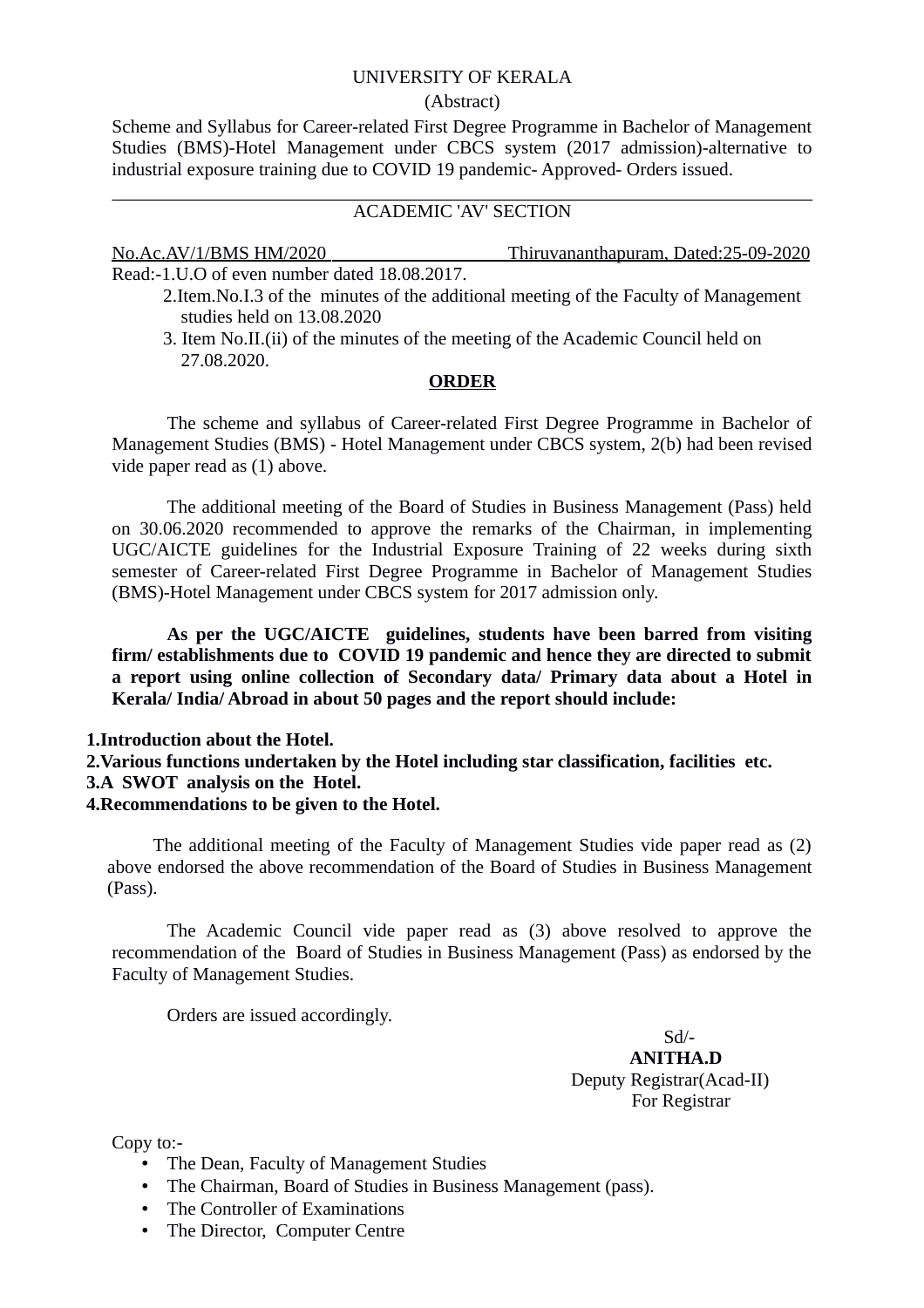UNIVERSITY OF KERALA

(Abstract)

Scheme and Syllabus for Career-related First Degree Programme in Bachelor of Management Studies (BMS)-Hotel Management under CBCS system (2017 admission)-alternative to industrial exposure training due to COVID 19 pandemic- Approved- Orders issued.

---

ACADEMIC 'AV' SECTION

No.Ac.AV/1/BMS HM/2020 Thiruvananthapuram, Dated:25-09-2020

Read:-1.U.O of even number dated 18.08.2017.

2.Item.No.I.3 of the minutes of the additional meeting of the Faculty of Management studies held on 13.08.2020

3. Item No.II.(ii) of the minutes of the meeting of the Academic Council held on 27.08.2020.

**ORDER**

The scheme and syllabus of Career-related First Degree Programme in Bachelor of Management Studies (BMS) - Hotel Management under CBCS system, 2(b) had been revised vide paper read as (1) above.

The additional meeting of the Board of Studies in Business Management (Pass) held on 30.06.2020 recommended to approve the remarks of the Chairman, in implementing UGC/AICTE guidelines for the Industrial Exposure Training of 22 weeks during sixth semester of Career-related First Degree Programme in Bachelor of Management Studies (BMS)-Hotel Management under CBCS system for 2017 admission only.

**As per the UGC/AICTE guidelines, students have been barred from visiting firm/ establishments due to COVID 19 pandemic and hence they are directed to submit a report using online collection of Secondary data/ Primary data about a Hotel in Kerala/ India/ Abroad in about 50 pages and the report should include:**

**1.Introduction about the Hotel.**
**2.Various functions undertaken by the Hotel including star classification, facilities etc.**
**3.A SWOT analysis on the Hotel.**
**4.Recommendations to be given to the Hotel.**

The additional meeting of the Faculty of Management Studies vide paper read as (2) above endorsed the above recommendation of the Board of Studies in Business Management (Pass).

The Academic Council vide paper read as (3) above resolved to approve the recommendation of the Board of Studies in Business Management (Pass) as endorsed by the Faculty of Management Studies.

Orders are issued accordingly.

Sd/-
**ANITHA.D**
Deputy Registrar(Acad-II)
For Registrar

Copy to:-

- The Dean, Faculty of Management Studies
- The Chairman, Board of Studies in Business Management (pass).
- The Controller of Examinations
- The Director, Computer Centre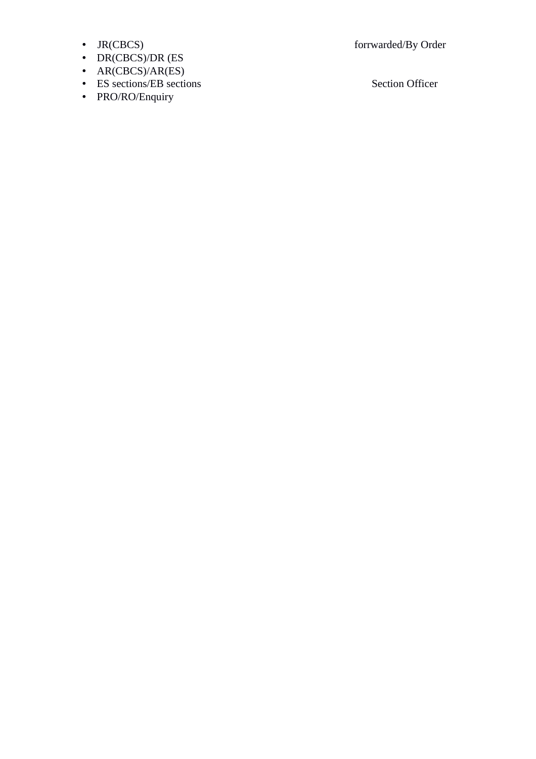- JR(CBCS)
- DR(CBCS)/DR (ES
- AR(CBCS)/AR(ES)
- ES sections/EB sections
- PRO/RO/Enquiry

forrwarded/By Order

Section Officer